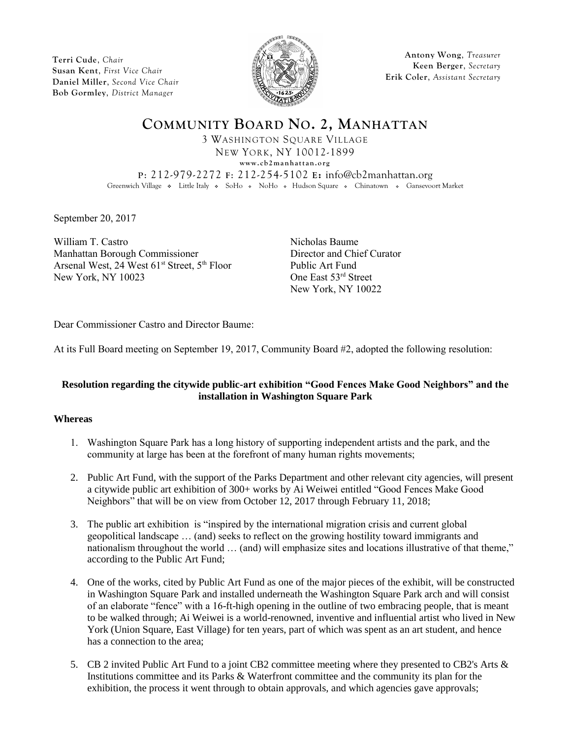**Terri Cude**, *Chair*
**Susan Kent**, *First Vice Chair*
**Daniel Miller**, *Second Vice Chair*
**Bob Gormley**, *District Manager*

**Antony Wong**, *Treasurer*
**Keen Berger**, *Secretary*
**Erik Coler**, *Assistant Secretary*

# COMMUNITY BOARD NO. 2, MANHATTAN

3 WASHINGTON SQUARE VILLAGE
NEW YORK, NY 10012-1899
www.cb2manhattan.org
P: 212-979-2272 F: 212-254-5102 E: info@cb2manhattan.org
Greenwich Village ❖ Little Italy ❖ SoHo ❖ NoHo ❖ Hudson Square ❖ Chinatown ❖ Gansevoort Market

September 20, 2017

William T. Castro
Manhattan Borough Commissioner
Arsenal West, 24 West 61st Street, 5th Floor
New York, NY 10023

Nicholas Baume
Director and Chief Curator
Public Art Fund
One East 53rd Street
New York, NY 10022

Dear Commissioner Castro and Director Baume:

At its Full Board meeting on September 19, 2017, Community Board #2, adopted the following resolution:

**Resolution regarding the citywide public-art exhibition "Good Fences Make Good Neighbors" and the installation in Washington Square Park**

**Whereas**

1. Washington Square Park has a long history of supporting independent artists and the park, and the community at large has been at the forefront of many human rights movements;

2. Public Art Fund, with the support of the Parks Department and other relevant city agencies, will present a citywide public art exhibition of 300+ works by Ai Weiwei entitled "Good Fences Make Good Neighbors" that will be on view from October 12, 2017 through February 11, 2018;

3. The public art exhibition is "inspired by the international migration crisis and current global geopolitical landscape … (and) seeks to reflect on the growing hostility toward immigrants and nationalism throughout the world … (and) will emphasize sites and locations illustrative of that theme," according to the Public Art Fund;

4. One of the works, cited by Public Art Fund as one of the major pieces of the exhibit, will be constructed in Washington Square Park and installed underneath the Washington Square Park arch and will consist of an elaborate "fence" with a 16-ft-high opening in the outline of two embracing people, that is meant to be walked through; Ai Weiwei is a world-renowned, inventive and influential artist who lived in New York (Union Square, East Village) for ten years, part of which was spent as an art student, and hence has a connection to the area;

5. CB 2 invited Public Art Fund to a joint CB2 committee meeting where they presented to CB2's Arts & Institutions committee and its Parks & Waterfront committee and the community its plan for the exhibition, the process it went through to obtain approvals, and which agencies gave approvals;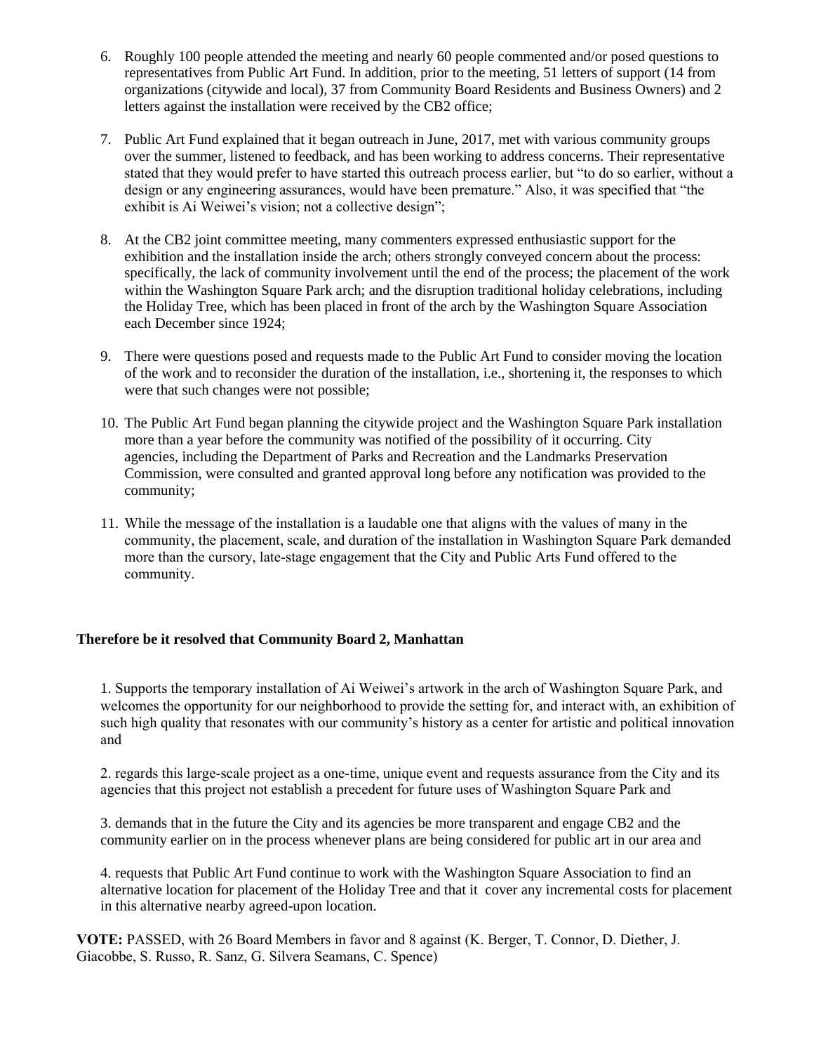6. Roughly 100 people attended the meeting and nearly 60 people commented and/or posed questions to representatives from Public Art Fund. In addition, prior to the meeting, 51 letters of support (14 from organizations (citywide and local), 37 from Community Board Residents and Business Owners) and 2 letters against the installation were received by the CB2 office;

7. Public Art Fund explained that it began outreach in June, 2017, met with various community groups over the summer, listened to feedback, and has been working to address concerns. Their representative stated that they would prefer to have started this outreach process earlier, but "to do so earlier, without a design or any engineering assurances, would have been premature." Also, it was specified that "the exhibit is Ai Weiwei's vision; not a collective design";

8. At the CB2 joint committee meeting, many commenters expressed enthusiastic support for the exhibition and the installation inside the arch; others strongly conveyed concern about the process: specifically, the lack of community involvement until the end of the process; the placement of the work within the Washington Square Park arch; and the disruption traditional holiday celebrations, including the Holiday Tree, which has been placed in front of the arch by the Washington Square Association each December since 1924;

9. There were questions posed and requests made to the Public Art Fund to consider moving the location of the work and to reconsider the duration of the installation, i.e., shortening it, the responses to which were that such changes were not possible;

10. The Public Art Fund began planning the citywide project and the Washington Square Park installation more than a year before the community was notified of the possibility of it occurring. City agencies, including the Department of Parks and Recreation and the Landmarks Preservation Commission, were consulted and granted approval long before any notification was provided to the community;

11. While the message of the installation is a laudable one that aligns with the values of many in the community, the placement, scale, and duration of the installation in Washington Square Park demanded more than the cursory, late-stage engagement that the City and Public Arts Fund offered to the community.

**Therefore be it resolved that Community Board 2, Manhattan**

1. Supports the temporary installation of Ai Weiwei's artwork in the arch of Washington Square Park, and welcomes the opportunity for our neighborhood to provide the setting for, and interact with, an exhibition of such high quality that resonates with our community's history as a center for artistic and political innovation and

2. regards this large-scale project as a one-time, unique event and requests assurance from the City and its agencies that this project not establish a precedent for future uses of Washington Square Park and

3. demands that in the future the City and its agencies be more transparent and engage CB2 and the community earlier on in the process whenever plans are being considered for public art in our area and

4. requests that Public Art Fund continue to work with the Washington Square Association to find an alternative location for placement of the Holiday Tree and that it cover any incremental costs for placement in this alternative nearby agreed-upon location.

**VOTE:** PASSED, with 26 Board Members in favor and 8 against (K. Berger, T. Connor, D. Diether, J. Giacobbe, S. Russo, R. Sanz, G. Silvera Seamans, C. Spence)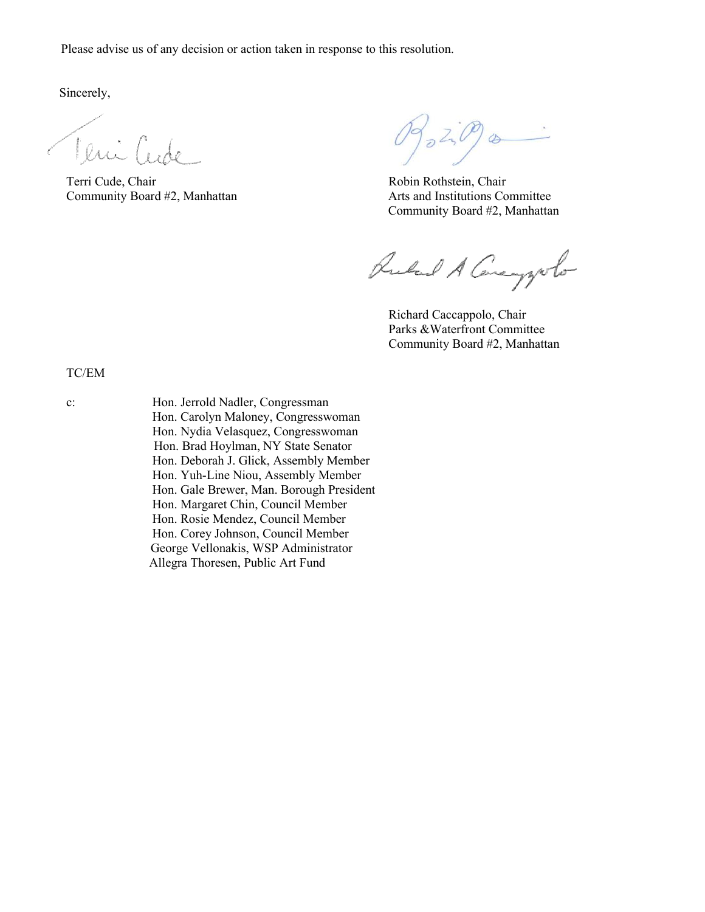Please advise us of any decision or action taken in response to this resolution.

Sincerely,

Terri Cude, Chair
Community Board #2, Manhattan

Robin Rothstein, Chair
Arts and Institutions Committee
Community Board #2, Manhattan

Richard Caccappolo, Chair
Parks &Waterfront Committee
Community Board #2, Manhattan

TC/EM

c:
Hon. Jerrold Nadler, Congressman
Hon. Carolyn Maloney, Congresswoman
Hon. Nydia Velasquez, Congresswoman
Hon. Brad Hoylman, NY State Senator
Hon. Deborah J. Glick, Assembly Member
Hon. Yuh-Line Niou, Assembly Member
Hon. Gale Brewer, Man. Borough President
Hon. Margaret Chin, Council Member
Hon. Rosie Mendez, Council Member
Hon. Corey Johnson, Council Member
George Vellonakis, WSP Administrator
Allegra Thoresen, Public Art Fund